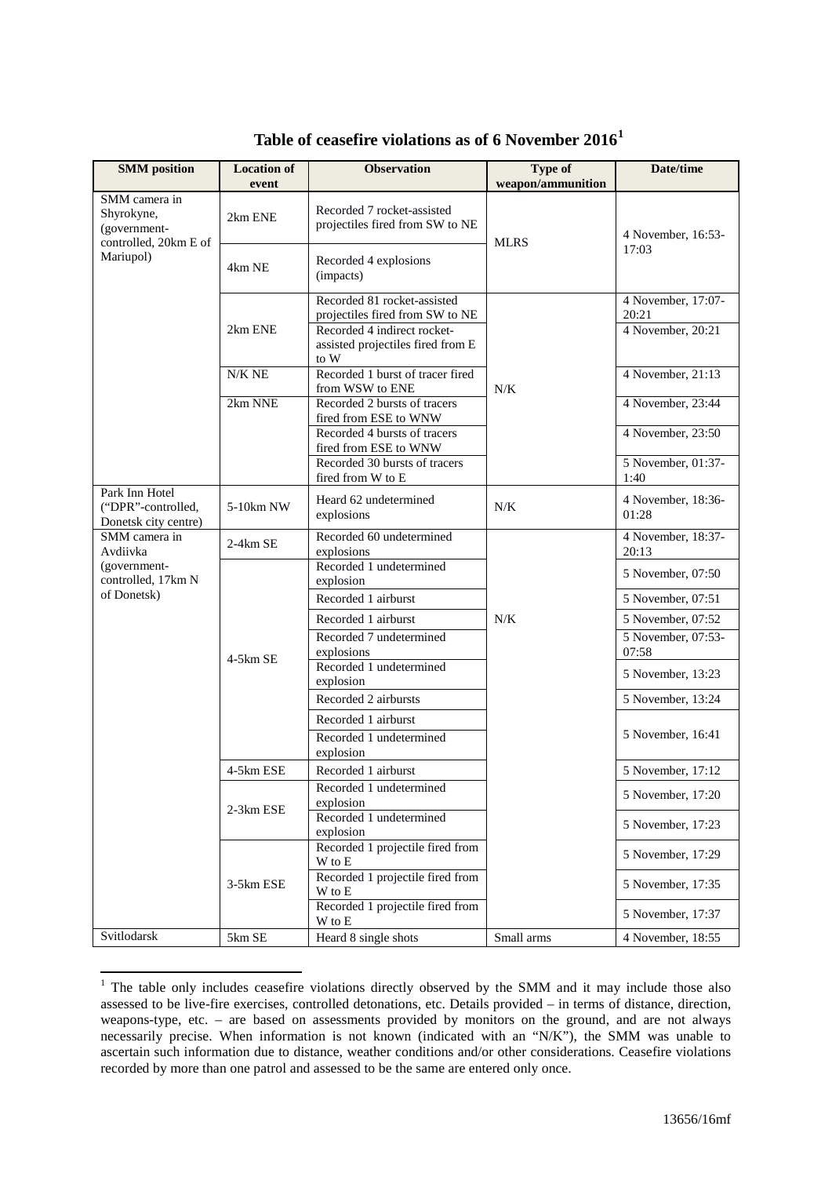## Table of ceasefire violations as of 6 November 2016[1]

| SMM position | Location of event | Observation | Type of weapon/ammunition | Date/time |
|---|---|---|---|---|
| SMM camera in Shyrokyne, (government-controlled, 20km E of Mariupol) | 2km ENE | Recorded 7 rocket-assisted projectiles fired from SW to NE | MLRS | 4 November, 16:53-17:03 |
| | 4km NE | Recorded 4 explosions (impacts) | | |
| | 2km ENE | Recorded 81 rocket-assisted projectiles fired from SW to NE | N/K | 4 November, 17:07-20:21 |
| | | Recorded 4 indirect rocket-assisted projectiles fired from E to W | | 4 November, 20:21 |
| | N/K NE | Recorded 1 burst of tracer fired from WSW to ENE | | 4 November, 21:13 |
| | 2km NNE | Recorded 2 bursts of tracers fired from ESE to WNW | | 4 November, 23:44 |
| | | Recorded 4 bursts of tracers fired from ESE to WNW | | 4 November, 23:50 |
| | | Recorded 30 bursts of tracers fired from W to E | | 5 November, 01:37-1:40 |
| Park Inn Hotel ("DPR"-controlled, Donetsk city centre) | 5-10km NW | Heard 62 undetermined explosions | N/K | 4 November, 18:36-01:28 |
| SMM camera in Avdiivka (government-controlled, 17km N of Donetsk) | 2-4km SE | Recorded 60 undetermined explosions | N/K | 4 November, 18:37-20:13 |
| | 4-5km SE | Recorded 1 undetermined explosion | | 5 November, 07:50 |
| | | Recorded 1 airburst | | 5 November, 07:51 |
| | | Recorded 1 airburst | | 5 November, 07:52 |
| | | Recorded 7 undetermined explosions | | 5 November, 07:53-07:58 |
| | | Recorded 1 undetermined explosion | | 5 November, 13:23 |
| | | Recorded 2 airbursts | | 5 November, 13:24 |
| | | Recorded 1 airburst | | 5 November, 16:41 |
| | | Recorded 1 undetermined explosion | | |
| | 4-5km ESE | Recorded 1 airburst | | 5 November, 17:12 |
| | 2-3km ESE | Recorded 1 undetermined explosion | | 5 November, 17:20 |
| | | Recorded 1 undetermined explosion | | 5 November, 17:23 |
| | 3-5km ESE | Recorded 1 projectile fired from W to E | | 5 November, 17:29 |
| | | Recorded 1 projectile fired from W to E | | 5 November, 17:35 |
| | | Recorded 1 projectile fired from W to E | | 5 November, 17:37 |
| Svitlodarsk | 5km SE | Heard 8 single shots | Small arms | 4 November, 18:55 |

[1] The table only includes ceasefire violations directly observed by the SMM and it may include those also assessed to be live-fire exercises, controlled detonations, etc. Details provided – in terms of distance, direction, weapons-type, etc. – are based on assessments provided by monitors on the ground, and are not always necessarily precise. When information is not known (indicated with an "N/K"), the SMM was unable to ascertain such information due to distance, weather conditions and/or other considerations. Ceasefire violations recorded by more than one patrol and assessed to be the same are entered only once.

13656/16mf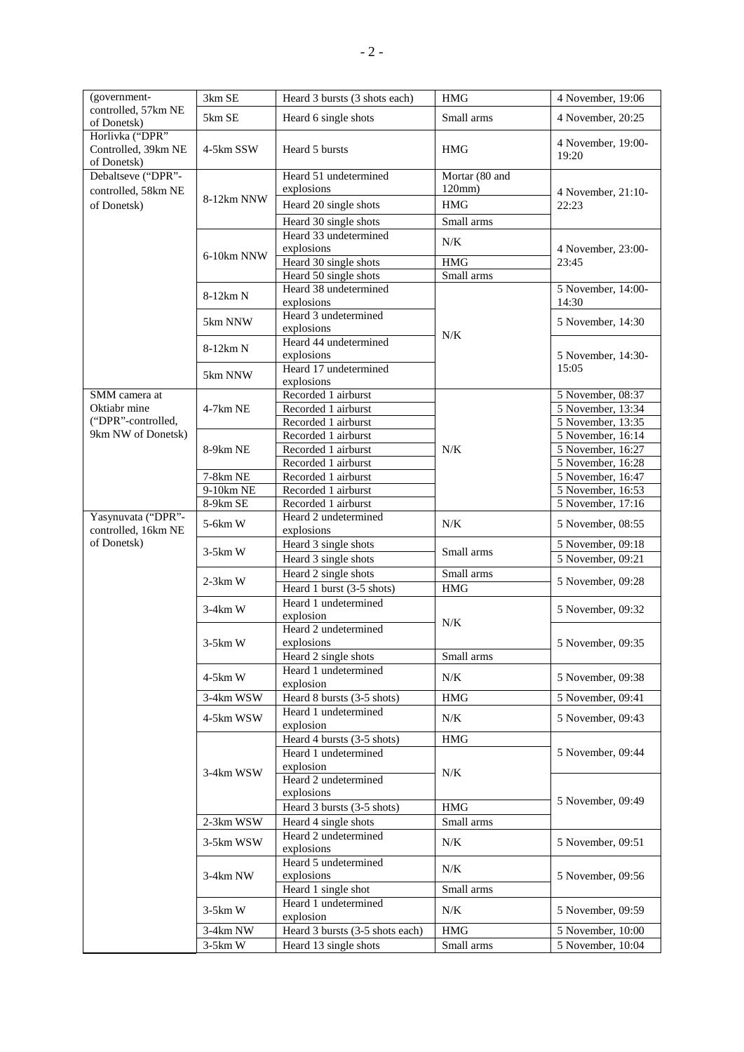| | | | | |
|---|---|---|---|---|
| (government-controlled, 57km NE of Donetsk) | 3km SE | Heard 3 bursts (3 shots each) | HMG | 4 November, 19:06 |
| | 5km SE | Heard 6 single shots | Small arms | 4 November, 20:25 |
| Horlivka ("DPR" Controlled, 39km NE of Donetsk) | 4-5km SSW | Heard 5 bursts | HMG | 4 November, 19:00-19:20 |
| Debaltseve ("DPR"-controlled, 58km NE of Donetsk) | 8-12km NNW | Heard 51 undetermined explosions | Mortar (80 and 120mm) | 4 November, 21:10-22:23 |
| | | Heard 20 single shots | HMG | |
| | | Heard 30 single shots | Small arms | |
| | 6-10km NNW | Heard 33 undetermined explosions | N/K | 4 November, 23:00-23:45 |
| | | Heard 30 single shots | HMG | |
| | | Heard 50 single shots | Small arms | |
| | 8-12km N | Heard 38 undetermined explosions | N/K | 5 November, 14:00-14:30 |
| | 5km NNW | Heard 3 undetermined explosions | | 5 November, 14:30 |
| | 8-12km N | Heard 44 undetermined explosions | | 5 November, 14:30-15:05 |
| | 5km NNW | Heard 17 undetermined explosions | | |
| SMM camera at Oktiabr mine ("DPR"-controlled, 9km NW of Donetsk) | 4-7km NE | Recorded 1 airburst | N/K | 5 November, 08:37 |
| | | Recorded 1 airburst | | 5 November, 13:34 |
| | | Recorded 1 airburst | | 5 November, 13:35 |
| | 8-9km NE | Recorded 1 airburst | | 5 November, 16:14 |
| | | Recorded 1 airburst | | 5 November, 16:27 |
| | | Recorded 1 airburst | | 5 November, 16:28 |
| | 7-8km NE | Recorded 1 airburst | | 5 November, 16:47 |
| | 9-10km NE | Recorded 1 airburst | | 5 November, 16:53 |
| | 8-9km SE | Recorded 1 airburst | | 5 November, 17:16 |
| Yasynuvata ("DPR"-controlled, 16km NE of Donetsk) | 5-6km W | Heard 2 undetermined explosions | N/K | 5 November, 08:55 |
| | 3-5km W | Heard 3 single shots | Small arms | 5 November, 09:18 |
| | | Heard 3 single shots | | 5 November, 09:21 |
| | 2-3km W | Heard 2 single shots | Small arms | 5 November, 09:28 |
| | | Heard 1 burst (3-5 shots) | HMG | |
| | 3-4km W | Heard 1 undetermined explosion | N/K | 5 November, 09:32 |
| | 3-5km W | Heard 2 undetermined explosions | | 5 November, 09:35 |
| | | Heard 2 single shots | Small arms | |
| | 4-5km W | Heard 1 undetermined explosion | N/K | 5 November, 09:38 |
| | 3-4km WSW | Heard 8 bursts (3-5 shots) | HMG | 5 November, 09:41 |
| | 4-5km WSW | Heard 1 undetermined explosion | N/K | 5 November, 09:43 |
| | 3-4km WSW | Heard 4 bursts (3-5 shots) | HMG | 5 November, 09:44 |
| | | Heard 1 undetermined explosion | N/K | |
| | | Heard 2 undetermined explosions | | 5 November, 09:49 |
| | | Heard 3 bursts (3-5 shots) | HMG | |
| | 2-3km WSW | Heard 4 single shots | Small arms | |
| | 3-5km WSW | Heard 2 undetermined explosions | N/K | 5 November, 09:51 |
| | 3-4km NW | Heard 5 undetermined explosions | N/K | 5 November, 09:56 |
| | | Heard 1 single shot | Small arms | |
| | 3-5km W | Heard 1 undetermined explosion | N/K | 5 November, 09:59 |
| | 3-4km NW | Heard 3 bursts (3-5 shots each) | HMG | 5 November, 10:00 |
| | 3-5km W | Heard 13 single shots | Small arms | 5 November, 10:04 |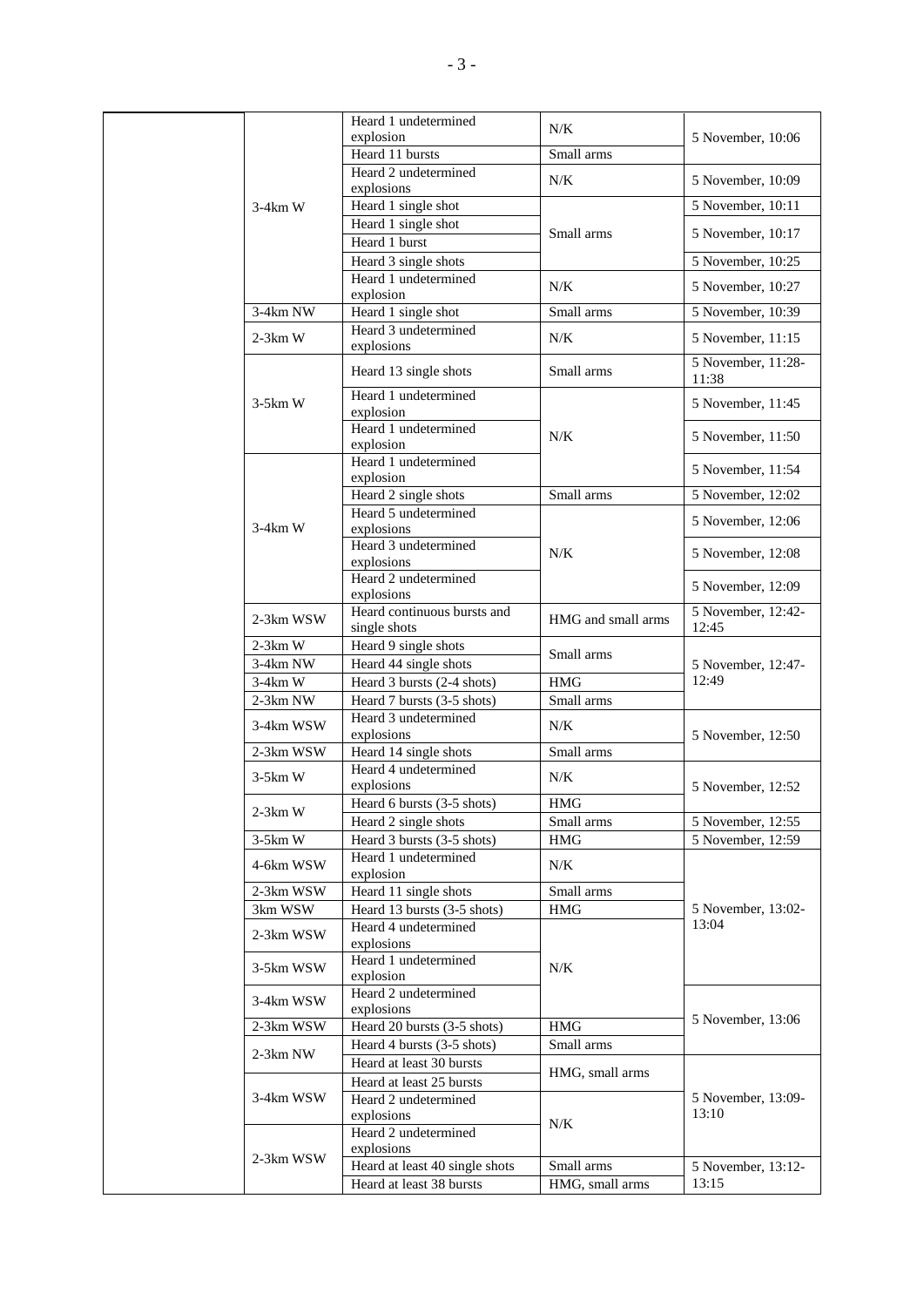| | | | | |
|---|---|---|---|---|
| | 3-4km W | Heard 1 undetermined explosion | N/K | 5 November, 10:06 |
| | | Heard 11 bursts | Small arms | |
| | | Heard 2 undetermined explosions | N/K | 5 November, 10:09 |
| | | Heard 1 single shot | Small arms | 5 November, 10:11 |
| | | Heard 1 single shot | | 5 November, 10:17 |
| | | Heard 1 burst | | |
| | | Heard 3 single shots | | 5 November, 10:25 |
| | | Heard 1 undetermined explosion | N/K | 5 November, 10:27 |
| | 3-4km NW | Heard 1 single shot | Small arms | 5 November, 10:39 |
| | 2-3km W | Heard 3 undetermined explosions | N/K | 5 November, 11:15 |
| | 3-5km W | Heard 13 single shots | Small arms | 5 November, 11:28-11:38 |
| | | Heard 1 undetermined explosion | N/K | 5 November, 11:45 |
| | | Heard 1 undetermined explosion | | 5 November, 11:50 |
| | 3-4km W | Heard 1 undetermined explosion | | 5 November, 11:54 |
| | | Heard 2 single shots | Small arms | 5 November, 12:02 |
| | | Heard 5 undetermined explosions | N/K | 5 November, 12:06 |
| | | Heard 3 undetermined explosions | | 5 November, 12:08 |
| | | Heard 2 undetermined explosions | | 5 November, 12:09 |
| | 2-3km WSW | Heard continuous bursts and single shots | HMG and small arms | 5 November, 12:42-12:45 |
| | 2-3km W | Heard 9 single shots | Small arms | 5 November, 12:47-12:49 |
| | 3-4km NW | Heard 44 single shots | | |
| | 3-4km W | Heard 3 bursts (2-4 shots) | HMG | |
| | 2-3km NW | Heard 7 bursts (3-5 shots) | Small arms | |
| | 3-4km WSW | Heard 3 undetermined explosions | N/K | 5 November, 12:50 |
| | 2-3km WSW | Heard 14 single shots | Small arms | |
| | 3-5km W | Heard 4 undetermined explosions | N/K | 5 November, 12:52 |
| | 2-3km W | Heard 6 bursts (3-5 shots) | HMG | |
| | | Heard 2 single shots | Small arms | 5 November, 12:55 |
| | 3-5km W | Heard 3 bursts (3-5 shots) | HMG | 5 November, 12:59 |
| | 4-6km WSW | Heard 1 undetermined explosion | N/K | 5 November, 13:02-13:04 |
| | 2-3km WSW | Heard 11 single shots | Small arms | |
| | 3km WSW | Heard 13 bursts (3-5 shots) | HMG | |
| | 2-3km WSW | Heard 4 undetermined explosions | N/K | |
| | 3-5km WSW | Heard 1 undetermined explosion | | |
| | 3-4km WSW | Heard 2 undetermined explosions | | 5 November, 13:06 |
| | 2-3km WSW | Heard 20 bursts (3-5 shots) | HMG | |
| | 2-3km NW | Heard 4 bursts (3-5 shots) | Small arms | |
| | | Heard at least 30 bursts | HMG, small arms | 5 November, 13:09-13:10 |
| | 3-4km WSW | Heard at least 25 bursts | | |
| | | Heard 2 undetermined explosions | N/K | |
| | 2-3km WSW | Heard 2 undetermined explosions | | |
| | | Heard at least 40 single shots | Small arms | 5 November, 13:12-13:15 |
| | | Heard at least 38 bursts | HMG, small arms | |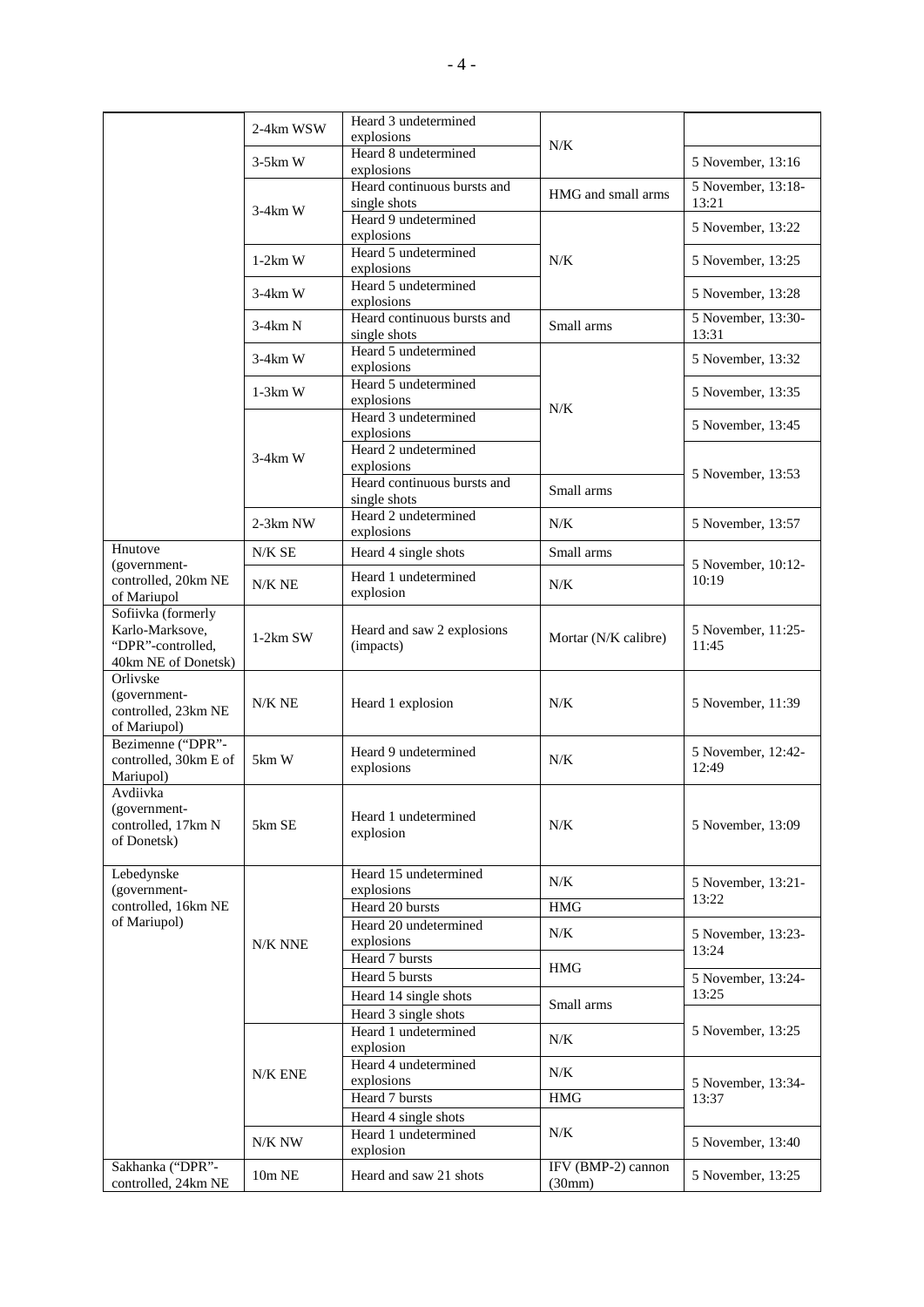| | | | | |
|---|---|---|---|---|
| | 2-4km WSW | Heard 3 undetermined explosions | N/K | |
| | 3-5km W | Heard 8 undetermined explosions | | 5 November, 13:16 |
| | 3-4km W | Heard continuous bursts and single shots | HMG and small arms | 5 November, 13:18-13:21 |
| | | Heard 9 undetermined explosions | N/K | 5 November, 13:22 |
| | 1-2km W | Heard 5 undetermined explosions | | 5 November, 13:25 |
| | 3-4km W | Heard 5 undetermined explosions | | 5 November, 13:28 |
| | 3-4km N | Heard continuous bursts and single shots | Small arms | 5 November, 13:30-13:31 |
| | 3-4km W | Heard 5 undetermined explosions | N/K | 5 November, 13:32 |
| | 1-3km W | Heard 5 undetermined explosions | | 5 November, 13:35 |
| | 3-4km W | Heard 3 undetermined explosions | | 5 November, 13:45 |
| | | Heard 2 undetermined explosions | | 5 November, 13:53 |
| | | Heard continuous bursts and single shots | Small arms | |
| | 2-3km NW | Heard 2 undetermined explosions | N/K | 5 November, 13:57 |
| Hnutove (government-controlled, 20km NE of Mariupol | N/K SE | Heard 4 single shots | Small arms | 5 November, 10:12-10:19 |
| | N/K NE | Heard 1 undetermined explosion | N/K | |
| Sofiivka (formerly Karlo-Marksove, "DPR"-controlled, 40km NE of Donetsk) | 1-2km SW | Heard and saw 2 explosions (impacts) | Mortar (N/K calibre) | 5 November, 11:25-11:45 |
| Orlivske (government-controlled, 23km NE of Mariupol) | N/K NE | Heard 1 explosion | N/K | 5 November, 11:39 |
| Bezimenne ("DPR"-controlled, 30km E of Mariupol) | 5km W | Heard 9 undetermined explosions | N/K | 5 November, 12:42-12:49 |
| Avdiivka (government-controlled, 17km N of Donetsk) | 5km SE | Heard 1 undetermined explosion | N/K | 5 November, 13:09 |
| Lebedynske (government-controlled, 16km NE of Mariupol) | N/K NNE | Heard 15 undetermined explosions | N/K | 5 November, 13:21-13:22 |
| | | Heard 20 bursts | HMG | |
| | | Heard 20 undetermined explosions | N/K | 5 November, 13:23-13:24 |
| | | Heard 7 bursts | HMG | |
| | | Heard 5 bursts | | 5 November, 13:24-13:25 |
| | | Heard 14 single shots | Small arms | |
| | | Heard 3 single shots | | 5 November, 13:25 |
| | N/K ENE | Heard 1 undetermined explosion | N/K | |
| | | Heard 4 undetermined explosions | N/K | 5 November, 13:34-13:37 |
| | | Heard 7 bursts | HMG | |
| | | Heard 4 single shots | N/K | |
| | N/K NW | Heard 1 undetermined explosion | | 5 November, 13:40 |
| Sakhanka ("DPR"-controlled, 24km NE | 10m NE | Heard and saw 21 shots | IFV (BMP-2) cannon (30mm) | 5 November, 13:25 |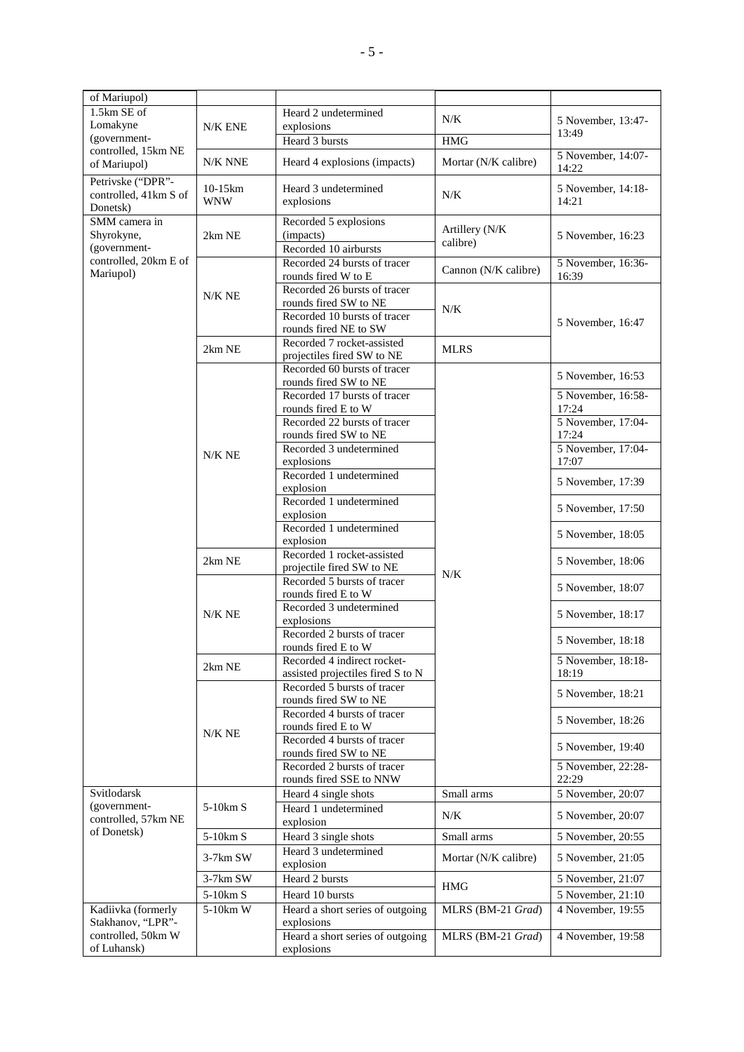| of Mariupol) | | | | |
|---|---|---|---|---|
| 1.5km SE of Lomakyne (government-controlled, 15km NE of Mariupol) | N/K ENE | Heard 2 undetermined explosions | N/K | 5 November, 13:47-13:49 |
| | | Heard 3 bursts | HMG | |
| | N/K NNE | Heard 4 explosions (impacts) | Mortar (N/K calibre) | 5 November, 14:07-14:22 |
| Petrivske ("DPR"-controlled, 41km S of Donetsk) | 10-15km WNW | Heard 3 undetermined explosions | N/K | 5 November, 14:18-14:21 |
| SMM camera in Shyrokyne, (government-controlled, 20km E of Mariupol) | 2km NE | Recorded 5 explosions (impacts) | Artillery (N/K calibre) | 5 November, 16:23 |
| | | Recorded 10 airbursts | | |
| | N/K NE | Recorded 24 bursts of tracer rounds fired W to E | Cannon (N/K calibre) | 5 November, 16:36-16:39 |
| | | Recorded 26 bursts of tracer rounds fired SW to NE | N/K | 5 November, 16:47 |
| | | Recorded 10 bursts of tracer rounds fired NE to SW | | |
| | 2km NE | Recorded 7 rocket-assisted projectiles fired SW to NE | MLRS | |
| | N/K NE | Recorded 60 bursts of tracer rounds fired SW to NE | N/K | 5 November, 16:53 |
| | | Recorded 17 bursts of tracer rounds fired E to W | | 5 November, 16:58-17:24 |
| | | Recorded 22 bursts of tracer rounds fired SW to NE | | 5 November, 17:04-17:24 |
| | | Recorded 3 undetermined explosions | | 5 November, 17:04-17:07 |
| | | Recorded 1 undetermined explosion | | 5 November, 17:39 |
| | | Recorded 1 undetermined explosion | | 5 November, 17:50 |
| | | Recorded 1 undetermined explosion | | 5 November, 18:05 |
| | 2km NE | Recorded 1 rocket-assisted projectile fired SW to NE | | 5 November, 18:06 |
| | N/K NE | Recorded 5 bursts of tracer rounds fired E to W | | 5 November, 18:07 |
| | | Recorded 3 undetermined explosions | | 5 November, 18:17 |
| | | Recorded 2 bursts of tracer rounds fired E to W | | 5 November, 18:18 |
| | 2km NE | Recorded 4 indirect rocket-assisted projectiles fired S to N | | 5 November, 18:18-18:19 |
| | N/K NE | Recorded 5 bursts of tracer rounds fired SW to NE | | 5 November, 18:21 |
| | | Recorded 4 bursts of tracer rounds fired E to W | | 5 November, 18:26 |
| | | Recorded 4 bursts of tracer rounds fired SW to NE | | 5 November, 19:40 |
| | | Recorded 2 bursts of tracer rounds fired SSE to NNW | | 5 November, 22:28-22:29 |
| Svitlodarsk (government-controlled, 57km NE of Donetsk) | 5-10km S | Heard 4 single shots | Small arms | 5 November, 20:07 |
| | | Heard 1 undetermined explosion | N/K | 5 November, 20:07 |
| | 5-10km S | Heard 3 single shots | Small arms | 5 November, 20:55 |
| | 3-7km SW | Heard 3 undetermined explosion | Mortar (N/K calibre) | 5 November, 21:05 |
| | 3-7km SW | Heard 2 bursts | HMG | 5 November, 21:07 |
| | 5-10km S | Heard 10 bursts | | 5 November, 21:10 |
| Kadiivka (formerly Stakhanov, "LPR"-controlled, 50km W of Luhansk) | 5-10km W | Heard a short series of outgoing explosions | MLRS (BM-21 *Grad*) | 4 November, 19:55 |
| | | Heard a short series of outgoing explosions | MLRS (BM-21 *Grad*) | 4 November, 19:58 |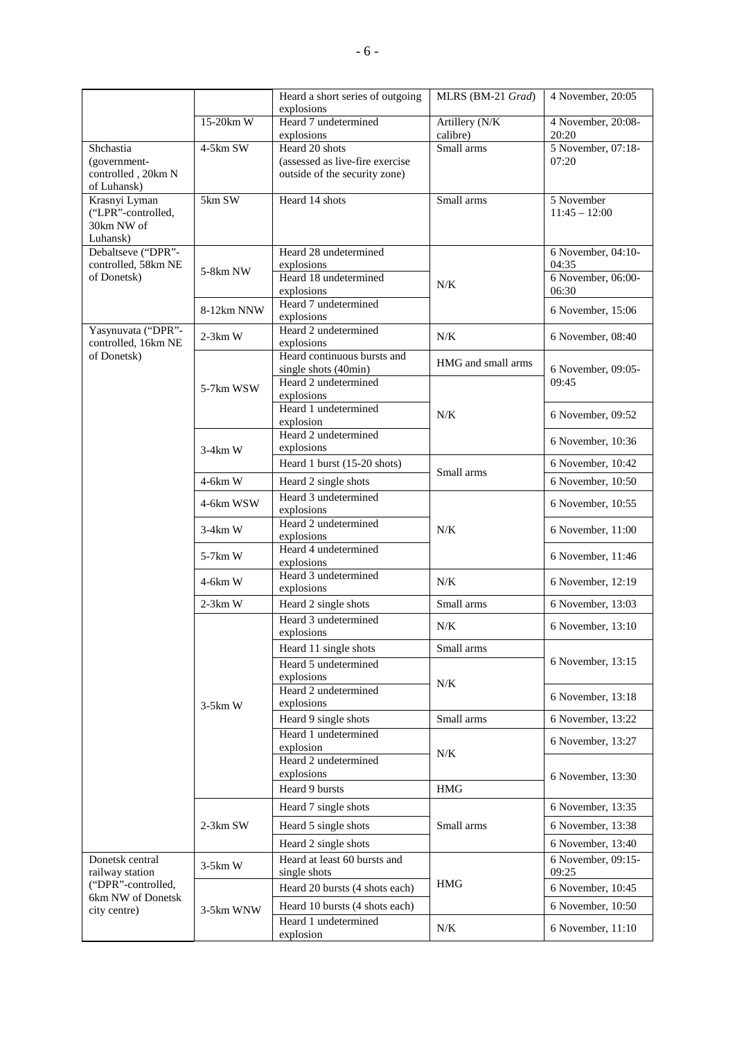| | | Heard a short series of outgoing explosions | MLRS (BM-21 *Grad*) | 4 November, 20:05 |
|---|---|---|---|---|
| | 15-20km W | Heard 7 undetermined explosions | Artillery (N/K calibre) | 4 November, 20:08-20:20 |
| Shchastia (government-controlled , 20km N of Luhansk) | 4-5km SW | Heard 20 shots (assessed as live-fire exercise outside of the security zone) | Small arms | 5 November, 07:18-07:20 |
| Krasnyi Lyman ("LPR"-controlled, 30km NW of Luhansk) | 5km SW | Heard 14 shots | Small arms | 5 November 11:45 – 12:00 |
| Debaltseve ("DPR"-controlled, 58km NE of Donetsk) | 5-8km NW | Heard 28 undetermined explosions | N/K | 6 November, 04:10-04:35 |
| | | Heard 18 undetermined explosions | | 6 November, 06:00-06:30 |
| | 8-12km NNW | Heard 7 undetermined explosions | | 6 November, 15:06 |
| Yasynuvata ("DPR"-controlled, 16km NE of Donetsk) | 2-3km W | Heard 2 undetermined explosions | N/K | 6 November, 08:40 |
| | 5-7km WSW | Heard continuous bursts and single shots (40min) | HMG and small arms | 6 November, 09:05-09:45 |
| | | Heard 2 undetermined explosions | N/K | |
| | | Heard 1 undetermined explosion | | 6 November, 09:52 |
| | 3-4km W | Heard 2 undetermined explosions | | 6 November, 10:36 |
| | | Heard 1 burst (15-20 shots) | Small arms | 6 November, 10:42 |
| | 4-6km W | Heard 2 single shots | | 6 November, 10:50 |
| | 4-6km WSW | Heard 3 undetermined explosions | N/K | 6 November, 10:55 |
| | 3-4km W | Heard 2 undetermined explosions | | 6 November, 11:00 |
| | 5-7km W | Heard 4 undetermined explosions | | 6 November, 11:46 |
| | 4-6km W | Heard 3 undetermined explosions | N/K | 6 November, 12:19 |
| | 2-3km W | Heard 2 single shots | Small arms | 6 November, 13:03 |
| | 3-5km W | Heard 3 undetermined explosions | N/K | 6 November, 13:10 |
| | | Heard 11 single shots | Small arms | 6 November, 13:15 |
| | | Heard 5 undetermined explosions | N/K | |
| | | Heard 2 undetermined explosions | | 6 November, 13:18 |
| | | Heard 9 single shots | Small arms | 6 November, 13:22 |
| | | Heard 1 undetermined explosion | N/K | 6 November, 13:27 |
| | | Heard 2 undetermined explosions | | 6 November, 13:30 |
| | | Heard 9 bursts | HMG | |
| | 2-3km SW | Heard 7 single shots | Small arms | 6 November, 13:35 |
| | | Heard 5 single shots | | 6 November, 13:38 |
| | | Heard 2 single shots | | 6 November, 13:40 |
| Donetsk central railway station ("DPR"-controlled, 6km NW of Donetsk city centre) | 3-5km W | Heard at least 60 bursts and single shots | HMG | 6 November, 09:15-09:25 |
| | 3-5km WNW | Heard 20 bursts (4 shots each) | | 6 November, 10:45 |
| | | Heard 10 bursts (4 shots each) | | 6 November, 10:50 |
| | | Heard 1 undetermined explosion | N/K | 6 November, 11:10 |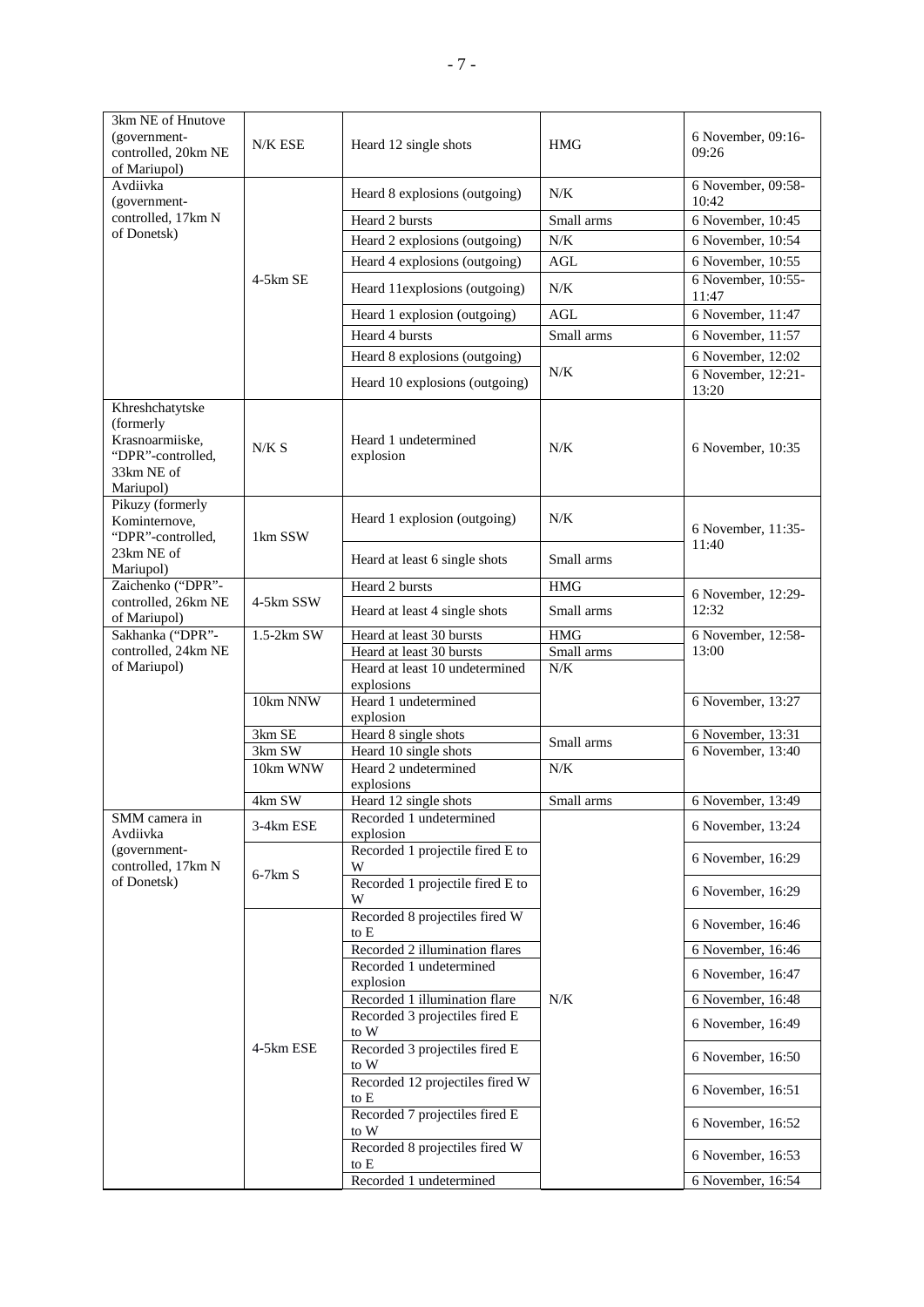| 3km NE of Hnutove (government-controlled, 20km NE of Mariupol) | N/K ESE | Heard 12 single shots | HMG | 6 November, 09:16-09:26 |
|---|---|---|---|---|
| Avdiivka (government-controlled, 17km N of Donetsk) | 4-5km SE | Heard 8 explosions (outgoing) | N/K | 6 November, 09:58-10:42 |
| | | Heard 2 bursts | Small arms | 6 November, 10:45 |
| | | Heard 2 explosions (outgoing) | N/K | 6 November, 10:54 |
| | | Heard 4 explosions (outgoing) | AGL | 6 November, 10:55 |
| | | Heard 11explosions (outgoing) | N/K | 6 November, 10:55-11:47 |
| | | Heard 1 explosion (outgoing) | AGL | 6 November, 11:47 |
| | | Heard 4 bursts | Small arms | 6 November, 11:57 |
| | | Heard 8 explosions (outgoing) | N/K | 6 November, 12:02 |
| | | Heard 10 explosions (outgoing) | | 6 November, 12:21-13:20 |
| Khreshchatytske (formerly Krasnoarmiiske, "DPR"-controlled, 33km NE of Mariupol) | N/K S | Heard 1 undetermined explosion | N/K | 6 November, 10:35 |
| Pikuzy (formerly Kominternove, "DPR"-controlled, 23km NE of Mariupol) | 1km SSW | Heard 1 explosion (outgoing) | N/K | 6 November, 11:35-11:40 |
| | | Heard at least 6 single shots | Small arms | |
| Zaichenko ("DPR"-controlled, 26km NE of Mariupol) | 4-5km SSW | Heard 2 bursts | HMG | 6 November, 12:29-12:32 |
| | | Heard at least 4 single shots | Small arms | |
| Sakhanka ("DPR"-controlled, 24km NE of Mariupol) | 1.5-2km SW | Heard at least 30 bursts | HMG | 6 November, 12:58-13:00 |
| | | Heard at least 30 bursts | Small arms | |
| | | Heard at least 10 undetermined explosions | N/K | |
| | 10km NNW | Heard 1 undetermined explosion | | 6 November, 13:27 |
| | 3km SE | Heard 8 single shots | Small arms | 6 November, 13:31 |
| | 3km SW | Heard 10 single shots | | 6 November, 13:40 |
| | 10km WNW | Heard 2 undetermined explosions | N/K | |
| | 4km SW | Heard 12 single shots | Small arms | 6 November, 13:49 |
| SMM camera in Avdiivka (government-controlled, 17km N of Donetsk) | 3-4km ESE | Recorded 1 undetermined explosion | N/K | 6 November, 13:24 |
| | 6-7km S | Recorded 1 projectile fired E to W | | 6 November, 16:29 |
| | | Recorded 1 projectile fired E to W | | 6 November, 16:29 |
| | 4-5km ESE | Recorded 8 projectiles fired W to E | | 6 November, 16:46 |
| | | Recorded 2 illumination flares | | 6 November, 16:46 |
| | | Recorded 1 undetermined explosion | | 6 November, 16:47 |
| | | Recorded 1 illumination flare | | 6 November, 16:48 |
| | | Recorded 3 projectiles fired E to W | | 6 November, 16:49 |
| | | Recorded 3 projectiles fired E to W | | 6 November, 16:50 |
| | | Recorded 12 projectiles fired W to E | | 6 November, 16:51 |
| | | Recorded 7 projectiles fired E to W | | 6 November, 16:52 |
| | | Recorded 8 projectiles fired W to E | | 6 November, 16:53 |
| | | Recorded 1 undetermined | | 6 November, 16:54 |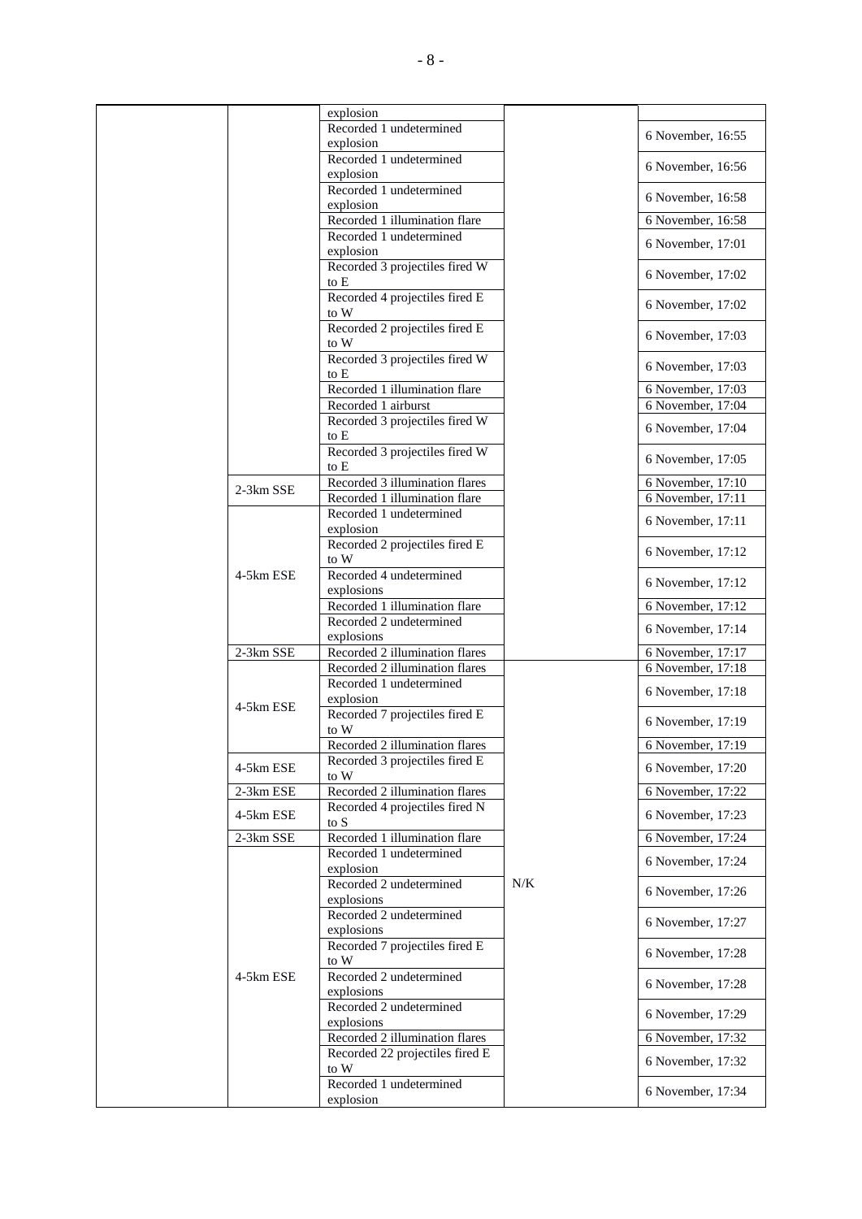| | | | | |
|---|---|---|---|---|
| | | explosion | | |
| | | Recorded 1 undetermined explosion | | 6 November, 16:55 |
| | | Recorded 1 undetermined explosion | | 6 November, 16:56 |
| | | Recorded 1 undetermined explosion | | 6 November, 16:58 |
| | | Recorded 1 illumination flare | | 6 November, 16:58 |
| | | Recorded 1 undetermined explosion | | 6 November, 17:01 |
| | | Recorded 3 projectiles fired W to E | | 6 November, 17:02 |
| | | Recorded 4 projectiles fired E to W | | 6 November, 17:02 |
| | | Recorded 2 projectiles fired E to W | | 6 November, 17:03 |
| | | Recorded 3 projectiles fired W to E | | 6 November, 17:03 |
| | | Recorded 1 illumination flare | | 6 November, 17:03 |
| | | Recorded 1 airburst | | 6 November, 17:04 |
| | | Recorded 3 projectiles fired W to E | | 6 November, 17:04 |
| | | Recorded 3 projectiles fired W to E | | 6 November, 17:05 |
| | 2-3km SSE | Recorded 3 illumination flares | | 6 November, 17:10 |
| | | Recorded 1 illumination flare | | 6 November, 17:11 |
| | 4-5km ESE | Recorded 1 undetermined explosion | | 6 November, 17:11 |
| | | Recorded 2 projectiles fired E to W | | 6 November, 17:12 |
| | | Recorded 4 undetermined explosions | | 6 November, 17:12 |
| | | Recorded 1 illumination flare | | 6 November, 17:12 |
| | | Recorded 2 undetermined explosions | | 6 November, 17:14 |
| | 2-3km SSE | Recorded 2 illumination flares | | 6 November, 17:17 |
| | 4-5km ESE | Recorded 2 illumination flares | N/K | 6 November, 17:18 |
| | | Recorded 1 undetermined explosion | | 6 November, 17:18 |
| | | Recorded 7 projectiles fired E to W | | 6 November, 17:19 |
| | | Recorded 2 illumination flares | | 6 November, 17:19 |
| | 4-5km ESE | Recorded 3 projectiles fired E to W | | 6 November, 17:20 |
| | 2-3km ESE | Recorded 2 illumination flares | | 6 November, 17:22 |
| | 4-5km ESE | Recorded 4 projectiles fired N to S | | 6 November, 17:23 |
| | 2-3km SSE | Recorded 1 illumination flare | | 6 November, 17:24 |
| | 4-5km ESE | Recorded 1 undetermined explosion | | 6 November, 17:24 |
| | | Recorded 2 undetermined explosions | | 6 November, 17:26 |
| | | Recorded 2 undetermined explosions | | 6 November, 17:27 |
| | | Recorded 7 projectiles fired E to W | | 6 November, 17:28 |
| | | Recorded 2 undetermined explosions | | 6 November, 17:28 |
| | | Recorded 2 undetermined explosions | | 6 November, 17:29 |
| | | Recorded 2 illumination flares | | 6 November, 17:32 |
| | | Recorded 22 projectiles fired E to W | | 6 November, 17:32 |
| | | Recorded 1 undetermined explosion | | 6 November, 17:34 |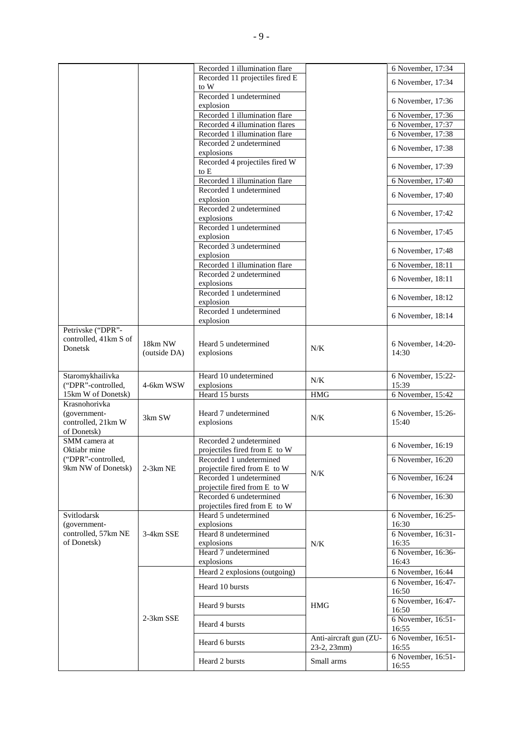| | | Recorded 1 illumination flare | | 6 November, 17:34 |
|---|---|---|---|---|
| | | Recorded 11 projectiles fired E to W | | 6 November, 17:34 |
| | | Recorded 1 undetermined explosion | | 6 November, 17:36 |
| | | Recorded 1 illumination flare | | 6 November, 17:36 |
| | | Recorded 4 illumination flares | | 6 November, 17:37 |
| | | Recorded 1 illumination flare | | 6 November, 17:38 |
| | | Recorded 2 undetermined explosions | | 6 November, 17:38 |
| | | Recorded 4 projectiles fired W to E | | 6 November, 17:39 |
| | | Recorded 1 illumination flare | | 6 November, 17:40 |
| | | Recorded 1 undetermined explosion | | 6 November, 17:40 |
| | | Recorded 2 undetermined explosions | | 6 November, 17:42 |
| | | Recorded 1 undetermined explosion | | 6 November, 17:45 |
| | | Recorded 3 undetermined explosion | | 6 November, 17:48 |
| | | Recorded 1 illumination flare | | 6 November, 18:11 |
| | | Recorded 2 undetermined explosions | | 6 November, 18:11 |
| | | Recorded 1 undetermined explosion | | 6 November, 18:12 |
| | | Recorded 1 undetermined explosion | | 6 November, 18:14 |
| Petrivske ("DPR"-controlled, 41km S of Donetsk | 18km NW (outside DA) | Heard 5 undetermined explosions | N/K | 6 November, 14:20-14:30 |
| Staromykhailivka ("DPR"-controlled, 15km W of Donetsk) | 4-6km WSW | Heard 10 undetermined explosions | N/K | 6 November, 15:22-15:39 |
| | | Heard 15 bursts | HMG | 6 November, 15:42 |
| Krasnohorivka (government-controlled, 21km W of Donetsk) | 3km SW | Heard 7 undetermined explosions | N/K | 6 November, 15:26-15:40 |
| SMM camera at Oktiabr mine ("DPR"-controlled, 9km NW of Donetsk) | 2-3km NE | Recorded 2 undetermined projectiles fired from E to W | N/K | 6 November, 16:19 |
| | | Recorded 1 undetermined projectile fired from E to W | | 6 November, 16:20 |
| | | Recorded 1 undetermined projectile fired from E to W | | 6 November, 16:24 |
| | | Recorded 6 undetermined projectiles fired from E to W | | 6 November, 16:30 |
| Svitlodarsk (government-controlled, 57km NE of Donetsk) | 3-4km SSE | Heard 5 undetermined explosions | N/K | 6 November, 16:25-16:30 |
| | | Heard 8 undetermined explosions | | 6 November, 16:31-16:35 |
| | | Heard 7 undetermined explosions | | 6 November, 16:36-16:43 |
| | 2-3km SSE | Heard 2 explosions (outgoing) | | 6 November, 16:44 |
| | | Heard 10 bursts | HMG | 6 November, 16:47-16:50 |
| | | Heard 9 bursts | | 6 November, 16:47-16:50 |
| | | Heard 4 bursts | | 6 November, 16:51-16:55 |
| | | Heard 6 bursts | Anti-aircraft gun (ZU-23-2, 23mm) | 6 November, 16:51-16:55 |
| | | Heard 2 bursts | Small arms | 6 November, 16:51-16:55 |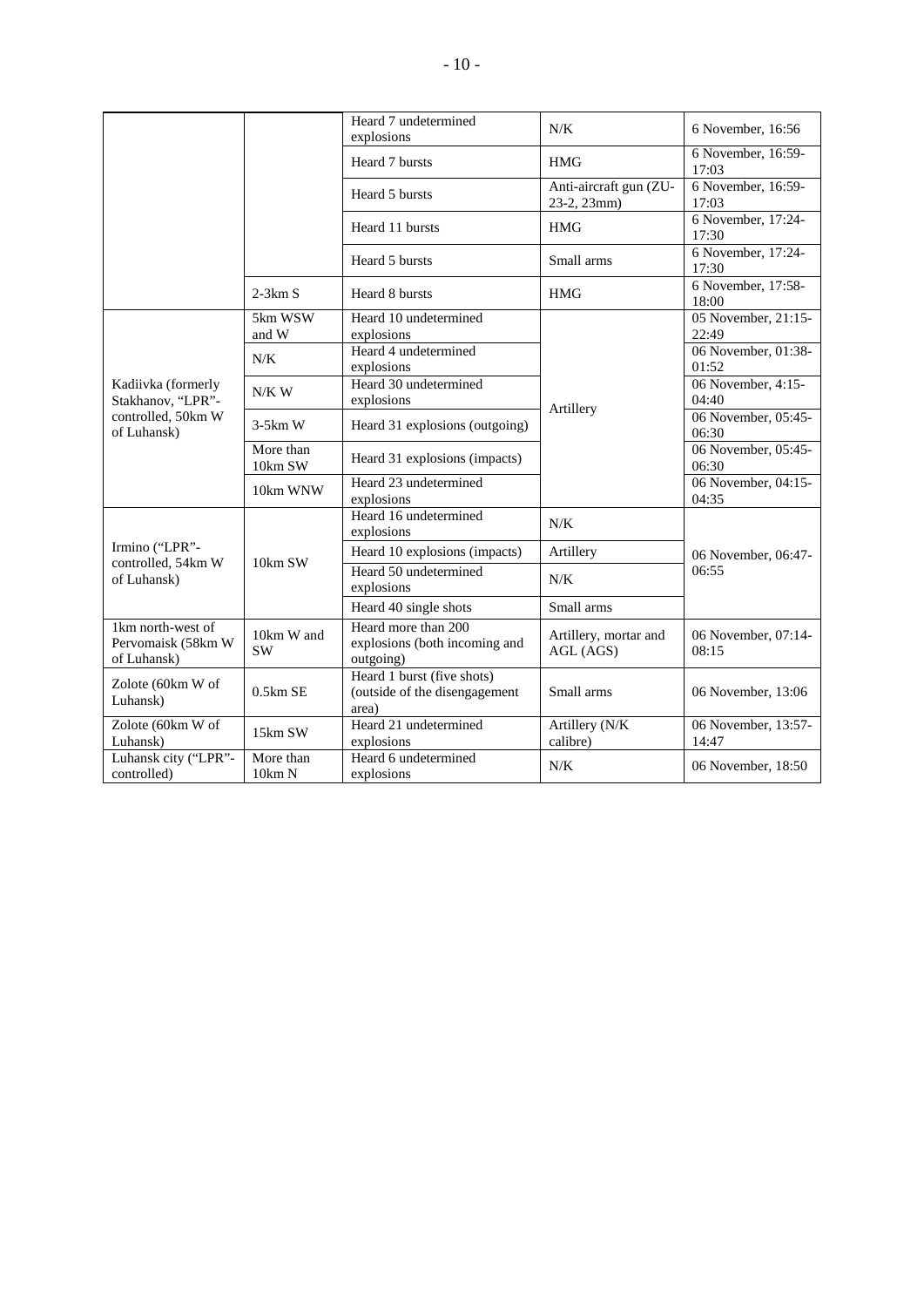| | | | | |
|---|---|---|---|---|
| | | Heard 7 undetermined explosions | N/K | 6 November, 16:56 |
| | | Heard 7 bursts | HMG | 6 November, 16:59-17:03 |
| | | Heard 5 bursts | Anti-aircraft gun (ZU-23-2, 23mm) | 6 November, 16:59-17:03 |
| | | Heard 11 bursts | HMG | 6 November, 17:24-17:30 |
| | | Heard 5 bursts | Small arms | 6 November, 17:24-17:30 |
| | 2-3km S | Heard 8 bursts | HMG | 6 November, 17:58-18:00 |
| Kadiivka (formerly Stakhanov, "LPR"-controlled, 50km W of Luhansk) | 5km WSW and W | Heard 10 undetermined explosions | Artillery | 05 November, 21:15-22:49 |
| | N/K | Heard 4 undetermined explosions | | 06 November, 01:38-01:52 |
| | N/K W | Heard 30 undetermined explosions | | 06 November, 4:15-04:40 |
| | 3-5km W | Heard 31 explosions (outgoing) | | 06 November, 05:45-06:30 |
| | More than 10km SW | Heard 31 explosions (impacts) | | 06 November, 05:45-06:30 |
| | 10km WNW | Heard 23 undetermined explosions | | 06 November, 04:15-04:35 |
| Irmino ("LPR"-controlled, 54km W of Luhansk) | 10km SW | Heard 16 undetermined explosions | N/K | 06 November, 06:47-06:55 |
| | | Heard 10 explosions (impacts) | Artillery | |
| | | Heard 50 undetermined explosions | N/K | |
| | | Heard 40 single shots | Small arms | |
| 1km north-west of Pervomaisk (58km W of Luhansk) | 10km W and SW | Heard more than 200 explosions (both incoming and outgoing) | Artillery, mortar and AGL (AGS) | 06 November, 07:14-08:15 |
| Zolote (60km W of Luhansk) | 0.5km SE | Heard 1 burst (five shots) (outside of the disengagement area) | Small arms | 06 November, 13:06 |
| Zolote (60km W of Luhansk) | 15km SW | Heard 21 undetermined explosions | Artillery (N/K calibre) | 06 November, 13:57-14:47 |
| Luhansk city ("LPR"-controlled) | More than 10km N | Heard 6 undetermined explosions | N/K | 06 November, 18:50 |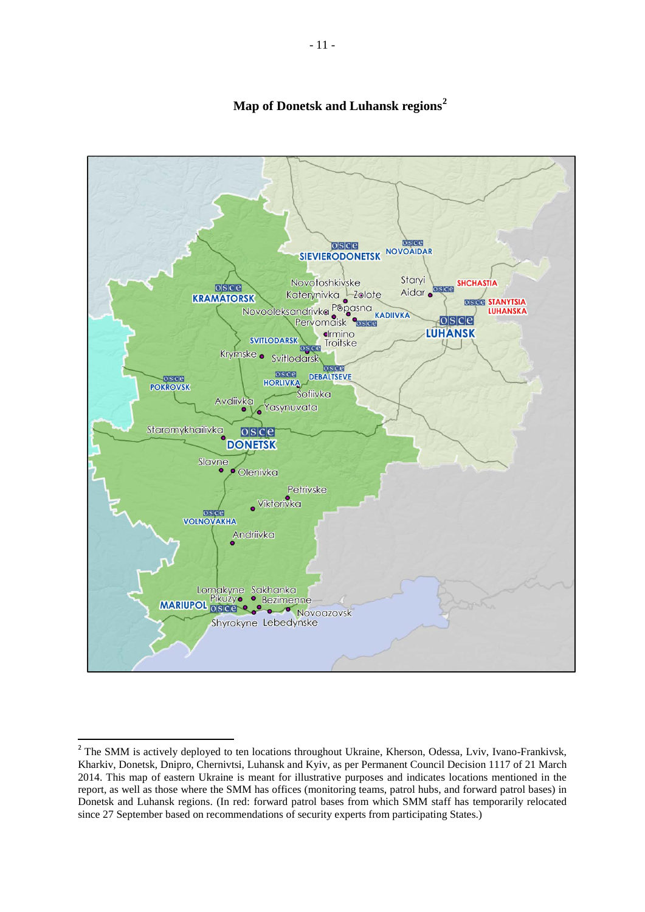## Map of Donetsk and Luhansk regions[2]

OSCE
SIEVIERODONETSK
OSCE
NOVOAIDAR
OSCE
KRAMATORSK
Novotoshkivske
Katerynivka
Zolote
Staryi Aidar
OSCE
SHCHASTIA
OSCE
STANYTSIA LUHANSKA
Novooleksandrivka
Popasna
Pervomaisk
OSCE
KADIIVKA
OSCE
LUHANSK
Irmino
Troitske
SVITLODARSK
OSCE
Krymske
Svitlodarsk
OSCE
POKROVSK
OSCE
HORLIVKA
OSCE
DEBALTSEVE
Sofiivka
Avdiivka
Yasynuvata
Staromykhailivka
OSCE
DONETSK
Slavne
Olenivka
Petrivske
Viktorivka
OSCE
VOLNOVAKHA
Andriivka
Lomakyne
Sakhanka
Pikuzy
Bezimenne
MARIUPOL
OSCE
Novoazovsk
Shyrokyne
Lebedynske

[2] The SMM is actively deployed to ten locations throughout Ukraine, Kherson, Odessa, Lviv, Ivano-Frankivsk, Kharkiv, Donetsk, Dnipro, Chernivtsi, Luhansk and Kyiv, as per Permanent Council Decision 1117 of 21 March 2014. This map of eastern Ukraine is meant for illustrative purposes and indicates locations mentioned in the report, as well as those where the SMM has offices (monitoring teams, patrol hubs, and forward patrol bases) in Donetsk and Luhansk regions. (In red: forward patrol bases from which SMM staff has temporarily relocated since 27 September based on recommendations of security experts from participating States.)